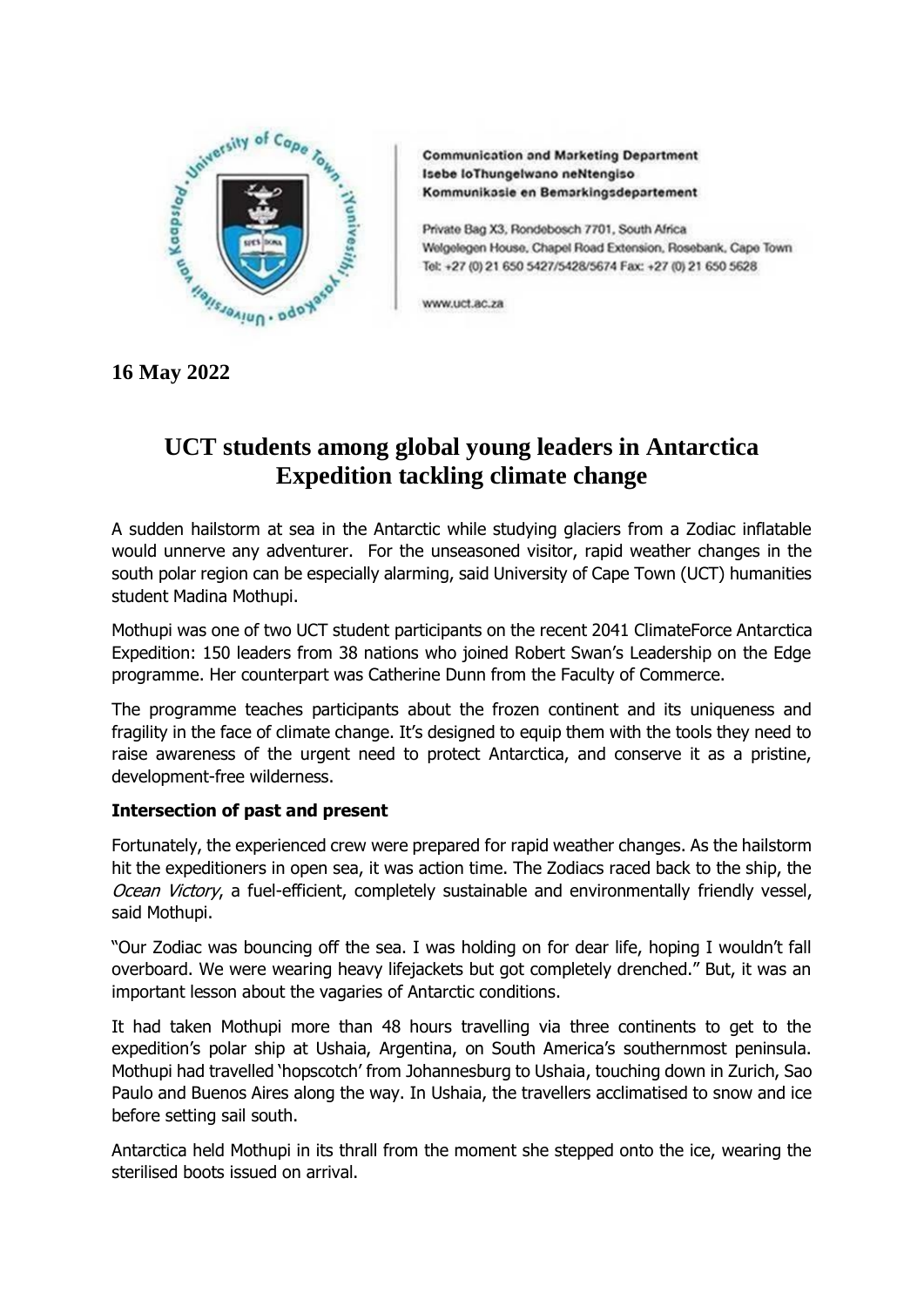**Communication and Marketing Department**
**Isebe loThungelwano neNtengiso**
**Kommunikasie en Bemarkingsdepartement**

Private Bag X3, Rondebosch 7701, South Africa
Welgelegen House, Chapel Road Extension, Rosebank, Cape Town
Tel: +27 (0) 21 650 5427/5428/5674 Fax: +27 (0) 21 650 5628

www.uct.ac.za

**16 May 2022**

# UCT students among global young leaders in Antarctica Expedition tackling climate change

A sudden hailstorm at sea in the Antarctic while studying glaciers from a Zodiac inflatable would unnerve any adventurer. For the unseasoned visitor, rapid weather changes in the south polar region can be especially alarming, said University of Cape Town (UCT) humanities student Madina Mothupi.

Mothupi was one of two UCT student participants on the recent 2041 ClimateForce Antarctica Expedition: 150 leaders from 38 nations who joined Robert Swan's Leadership on the Edge programme. Her counterpart was Catherine Dunn from the Faculty of Commerce.

The programme teaches participants about the frozen continent and its uniqueness and fragility in the face of climate change. It's designed to equip them with the tools they need to raise awareness of the urgent need to protect Antarctica, and conserve it as a pristine, development-free wilderness.

**Intersection of past and present**

Fortunately, the experienced crew were prepared for rapid weather changes. As the hailstorm hit the expeditioners in open sea, it was action time. The Zodiacs raced back to the ship, the *Ocean Victory*, a fuel-efficient, completely sustainable and environmentally friendly vessel, said Mothupi.

"Our Zodiac was bouncing off the sea. I was holding on for dear life, hoping I wouldn't fall overboard. We were wearing heavy lifejackets but got completely drenched." But, it was an important lesson about the vagaries of Antarctic conditions.

It had taken Mothupi more than 48 hours travelling via three continents to get to the expedition's polar ship at Ushaia, Argentina, on South America's southernmost peninsula. Mothupi had travelled 'hopscotch' from Johannesburg to Ushaia, touching down in Zurich, Sao Paulo and Buenos Aires along the way. In Ushaia, the travellers acclimatised to snow and ice before setting sail south.

Antarctica held Mothupi in its thrall from the moment she stepped onto the ice, wearing the sterilised boots issued on arrival.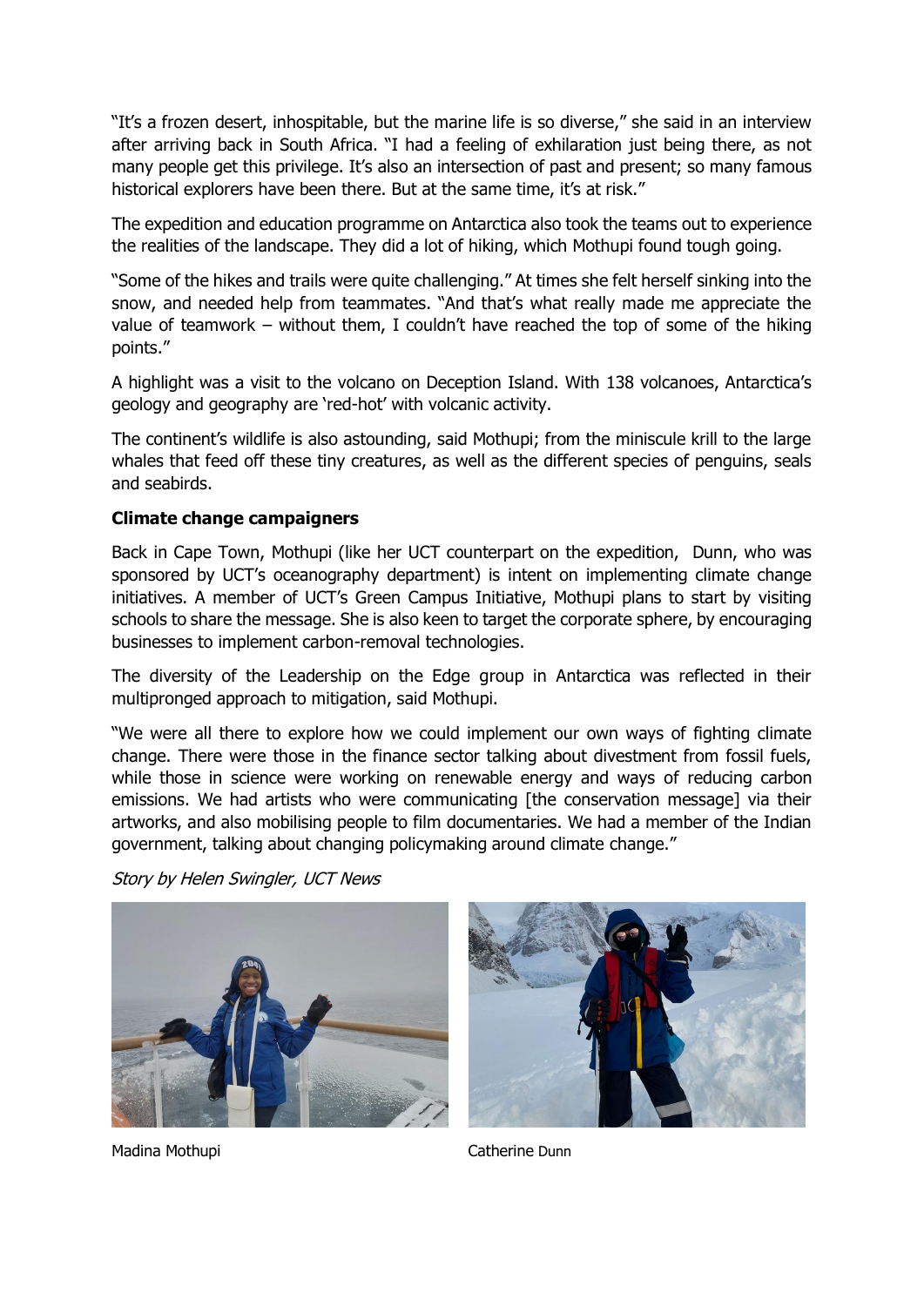"It's a frozen desert, inhospitable, but the marine life is so diverse," she said in an interview after arriving back in South Africa. "I had a feeling of exhilaration just being there, as not many people get this privilege. It's also an intersection of past and present; so many famous historical explorers have been there. But at the same time, it's at risk."

The expedition and education programme on Antarctica also took the teams out to experience the realities of the landscape. They did a lot of hiking, which Mothupi found tough going.

"Some of the hikes and trails were quite challenging." At times she felt herself sinking into the snow, and needed help from teammates. "And that's what really made me appreciate the value of teamwork – without them, I couldn't have reached the top of some of the hiking points."

A highlight was a visit to the volcano on Deception Island. With 138 volcanoes, Antarctica's geology and geography are 'red-hot' with volcanic activity.

The continent's wildlife is also astounding, said Mothupi; from the miniscule krill to the large whales that feed off these tiny creatures, as well as the different species of penguins, seals and seabirds.

**Climate change campaigners**

Back in Cape Town, Mothupi (like her UCT counterpart on the expedition, Dunn, who was sponsored by UCT's oceanography department) is intent on implementing climate change initiatives. A member of UCT's Green Campus Initiative, Mothupi plans to start by visiting schools to share the message. She is also keen to target the corporate sphere, by encouraging businesses to implement carbon-removal technologies.

The diversity of the Leadership on the Edge group in Antarctica was reflected in their multipronged approach to mitigation, said Mothupi.

"We were all there to explore how we could implement our own ways of fighting climate change. There were those in the finance sector talking about divestment from fossil fuels, while those in science were working on renewable energy and ways of reducing carbon emissions. We had artists who were communicating [the conservation message] via their artworks, and also mobilising people to film documentaries. We had a member of the Indian government, talking about changing policymaking around climate change."

*Story by Helen Swingler, UCT News*

Madina Mothupi

Catherine Dunn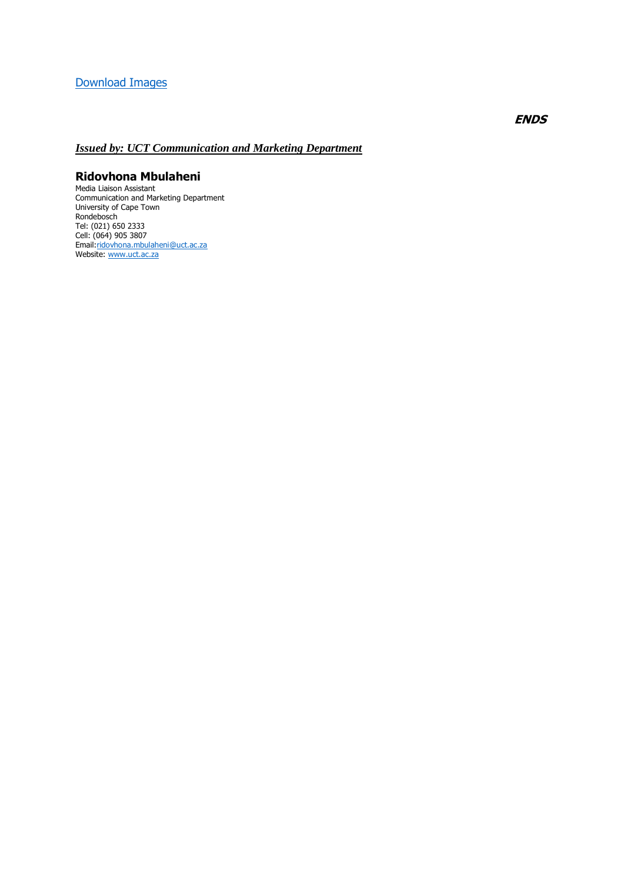[Download Images](#)

***ENDS***

***Issued by: UCT Communication and Marketing Department***

**Ridovhona Mbulaheni**
Media Liaison Assistant
Communication and Marketing Department
University of Cape Town
Rondebosch
Tel: (021) 650 2333
Cell: (064) 905 3807
Email:[ridovhona.mbulaheni@uct.ac.za](mailto:ridovhona.mbulaheni@uct.ac.za)
Website: [www.uct.ac.za](http://www.uct.ac.za)